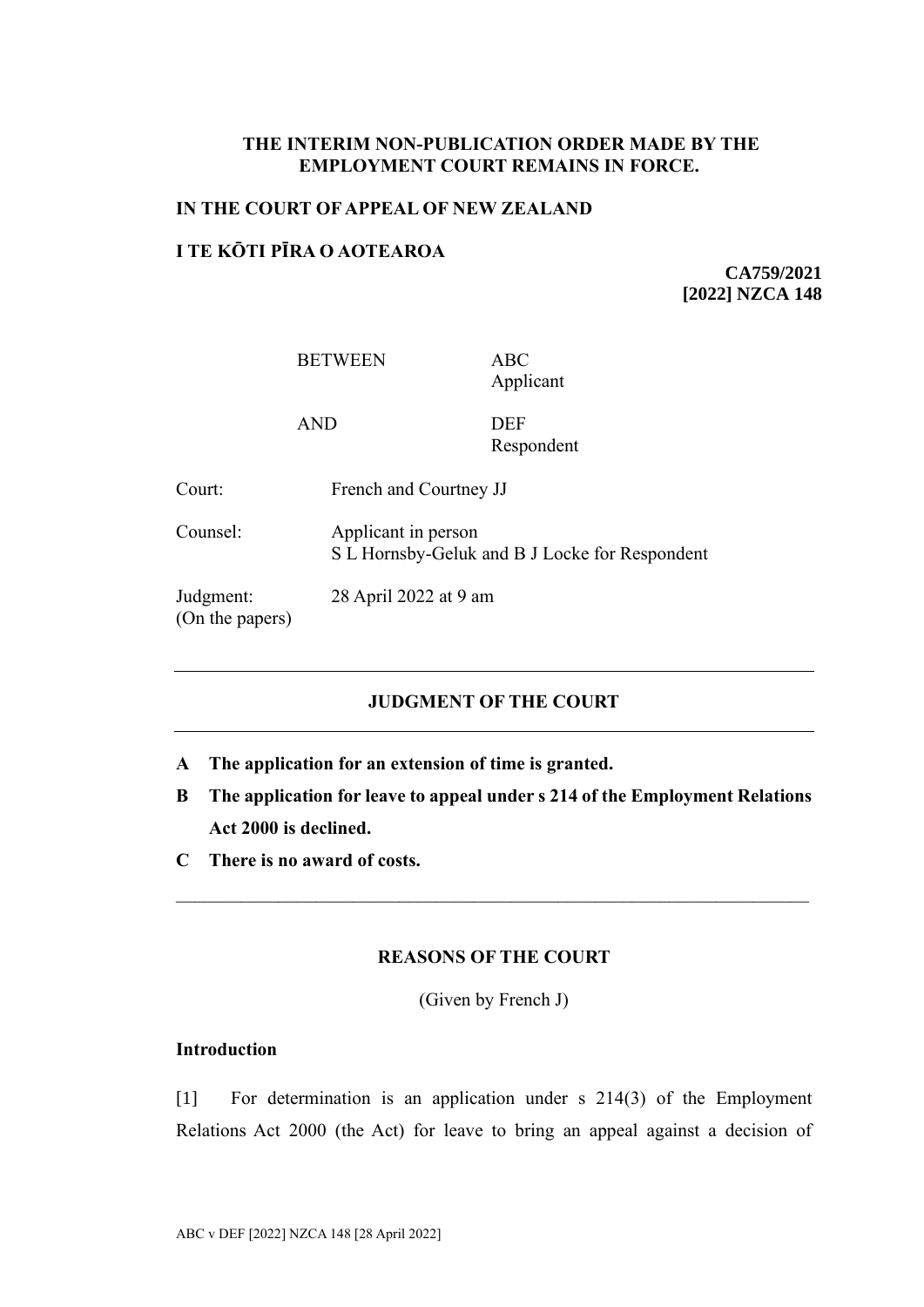**THE INTERIM NON-PUBLICATION ORDER MADE BY THE EMPLOYMENT COURT REMAINS IN FORCE.**

**IN THE COURT OF APPEAL OF NEW ZEALAND**

**I TE KŌTI PĪRA O AOTEAROA**

**CA759/2021**
**[2022] NZCA 148**

| | |
|---|---|
| BETWEEN | ABC<br>Applicant |
| AND | DEF<br>Respondent |

| | |
|---|---|
| Court: | French and Courtney JJ |
| Counsel: | Applicant in person<br>S L Hornsby-Geluk and B J Locke for Respondent |
| Judgment:<br>(On the papers) | 28 April 2022 at 9 am |

---

## JUDGMENT OF THE COURT

---

**A The application for an extension of time is granted.**

**B The application for leave to appeal under s 214 of the Employment Relations Act 2000 is declined.**

**C There is no award of costs.**

---

## REASONS OF THE COURT

(Given by French J)

### Introduction

[1] For determination is an application under s 214(3) of the Employment Relations Act 2000 (the Act) for leave to bring an appeal against a decision of

ABC v DEF [2022] NZCA 148 [28 April 2022]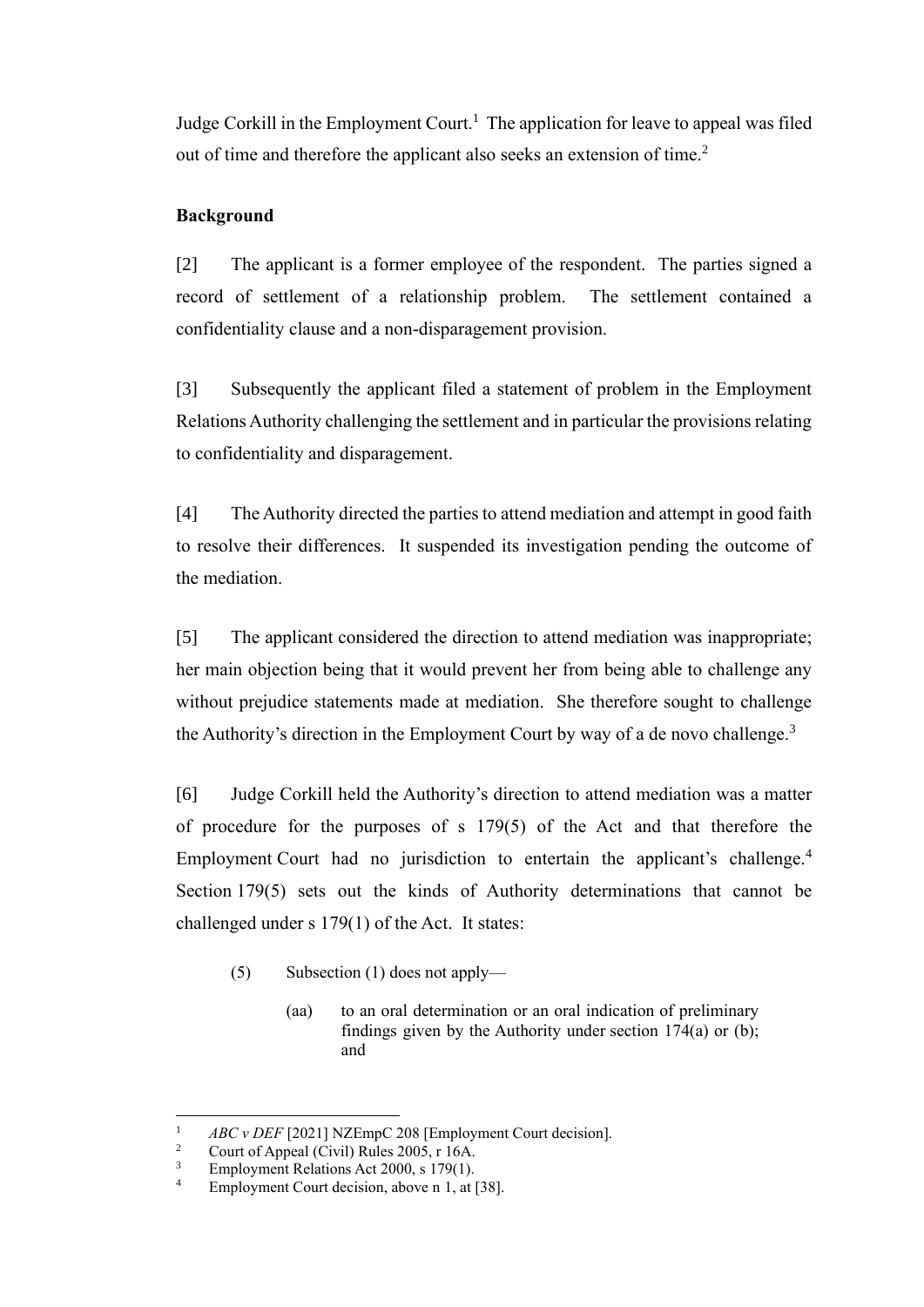Judge Corkill in the Employment Court.[1] The application for leave to appeal was filed out of time and therefore the applicant also seeks an extension of time.[2]

## Background

[2] The applicant is a former employee of the respondent. The parties signed a record of settlement of a relationship problem. The settlement contained a confidentiality clause and a non-disparagement provision.

[3] Subsequently the applicant filed a statement of problem in the Employment Relations Authority challenging the settlement and in particular the provisions relating to confidentiality and disparagement.

[4] The Authority directed the parties to attend mediation and attempt in good faith to resolve their differences. It suspended its investigation pending the outcome of the mediation.

[5] The applicant considered the direction to attend mediation was inappropriate; her main objection being that it would prevent her from being able to challenge any without prejudice statements made at mediation. She therefore sought to challenge the Authority's direction in the Employment Court by way of a de novo challenge.[3]

[6] Judge Corkill held the Authority's direction to attend mediation was a matter of procedure for the purposes of s 179(5) of the Act and that therefore the Employment Court had no jurisdiction to entertain the applicant's challenge.[4] Section 179(5) sets out the kinds of Authority determinations that cannot be challenged under s 179(1) of the Act. It states:

> (5) Subsection (1) does not apply—
>
> (aa) to an oral determination or an oral indication of preliminary findings given by the Authority under section 174(a) or (b); and

---

[1] *ABC v DEF* [2021] NZEmpC 208 [Employment Court decision].

[2] Court of Appeal (Civil) Rules 2005, r 16A.

[3] Employment Relations Act 2000, s 179(1).

[4] Employment Court decision, above n 1, at [38].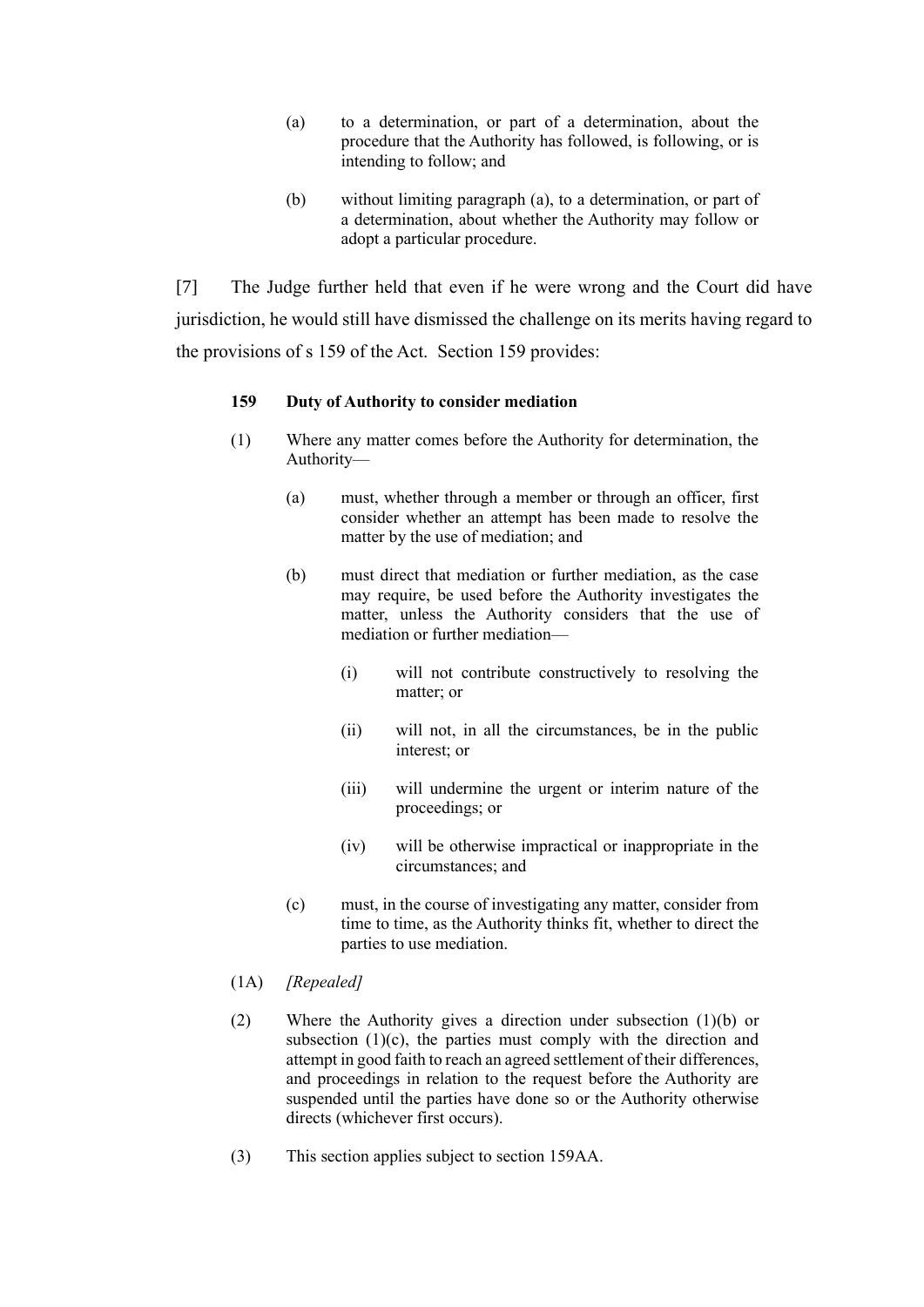(a) to a determination, or part of a determination, about the procedure that the Authority has followed, is following, or is intending to follow; and

(b) without limiting paragraph (a), to a determination, or part of a determination, about whether the Authority may follow or adopt a particular procedure.

[7] The Judge further held that even if he were wrong and the Court did have jurisdiction, he would still have dismissed the challenge on its merits having regard to the provisions of s 159 of the Act. Section 159 provides:

> **159 Duty of Authority to consider mediation**
>
> (1) Where any matter comes before the Authority for determination, the Authority—
>
> (a) must, whether through a member or through an officer, first consider whether an attempt has been made to resolve the matter by the use of mediation; and
>
> (b) must direct that mediation or further mediation, as the case may require, be used before the Authority investigates the matter, unless the Authority considers that the use of mediation or further mediation—
>
> (i) will not contribute constructively to resolving the matter; or
>
> (ii) will not, in all the circumstances, be in the public interest; or
>
> (iii) will undermine the urgent or interim nature of the proceedings; or
>
> (iv) will be otherwise impractical or inappropriate in the circumstances; and
>
> (c) must, in the course of investigating any matter, consider from time to time, as the Authority thinks fit, whether to direct the parties to use mediation.
>
> (1A) *[Repealed]*
>
> (2) Where the Authority gives a direction under subsection (1)(b) or subsection (1)(c), the parties must comply with the direction and attempt in good faith to reach an agreed settlement of their differences, and proceedings in relation to the request before the Authority are suspended until the parties have done so or the Authority otherwise directs (whichever first occurs).
>
> (3) This section applies subject to section 159AA.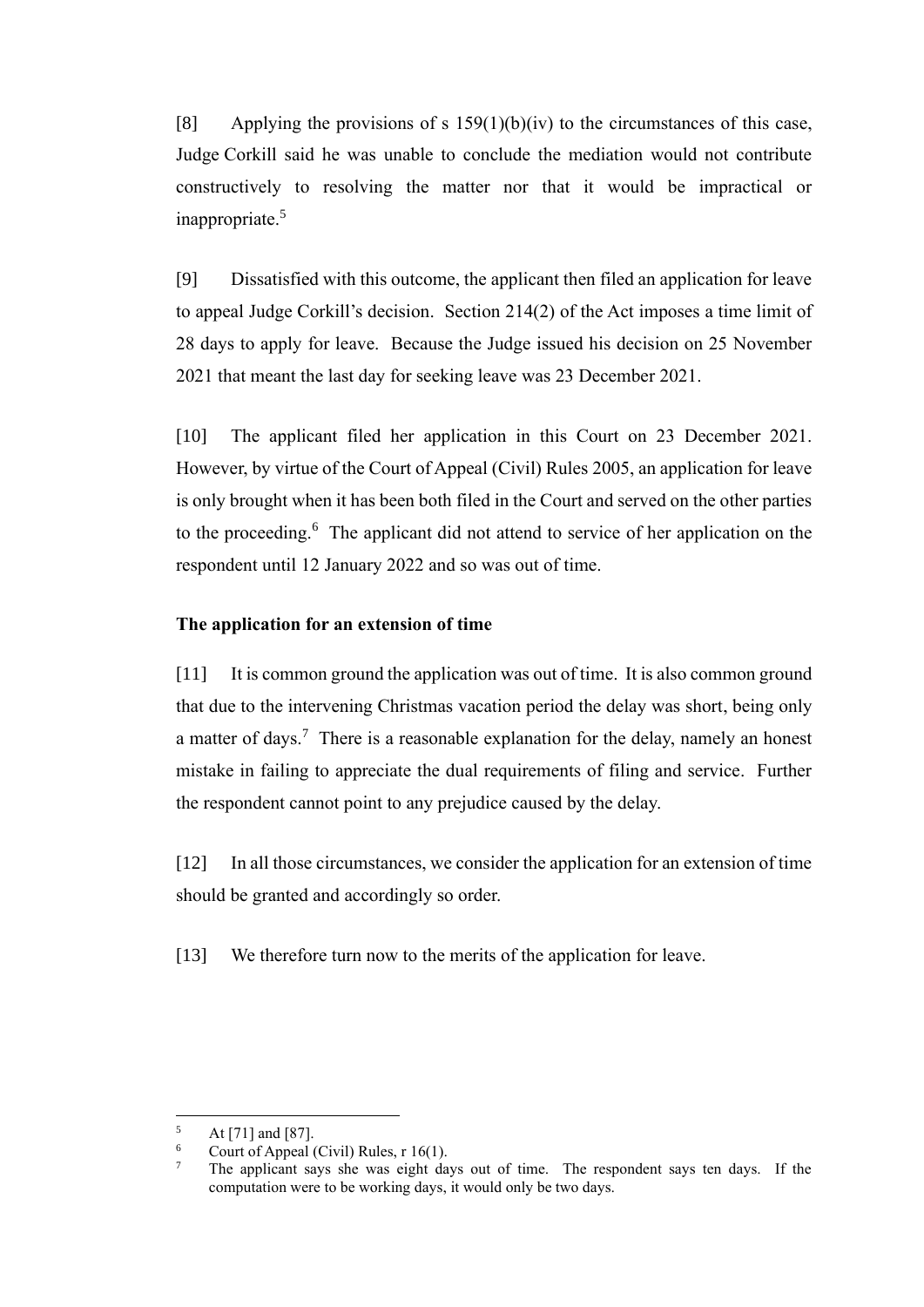[8] Applying the provisions of s 159(1)(b)(iv) to the circumstances of this case, Judge Corkill said he was unable to conclude the mediation would not contribute constructively to resolving the matter nor that it would be impractical or inappropriate.[5]

[9] Dissatisfied with this outcome, the applicant then filed an application for leave to appeal Judge Corkill's decision. Section 214(2) of the Act imposes a time limit of 28 days to apply for leave. Because the Judge issued his decision on 25 November 2021 that meant the last day for seeking leave was 23 December 2021.

[10] The applicant filed her application in this Court on 23 December 2021. However, by virtue of the Court of Appeal (Civil) Rules 2005, an application for leave is only brought when it has been both filed in the Court and served on the other parties to the proceeding.[6] The applicant did not attend to service of her application on the respondent until 12 January 2022 and so was out of time.

**The application for an extension of time**

[11] It is common ground the application was out of time. It is also common ground that due to the intervening Christmas vacation period the delay was short, being only a matter of days.[7] There is a reasonable explanation for the delay, namely an honest mistake in failing to appreciate the dual requirements of filing and service. Further the respondent cannot point to any prejudice caused by the delay.

[12] In all those circumstances, we consider the application for an extension of time should be granted and accordingly so order.

[13] We therefore turn now to the merits of the application for leave.

---

[5] At [71] and [87].

[6] Court of Appeal (Civil) Rules, r 16(1).

[7] The applicant says she was eight days out of time. The respondent says ten days. If the computation were to be working days, it would only be two days.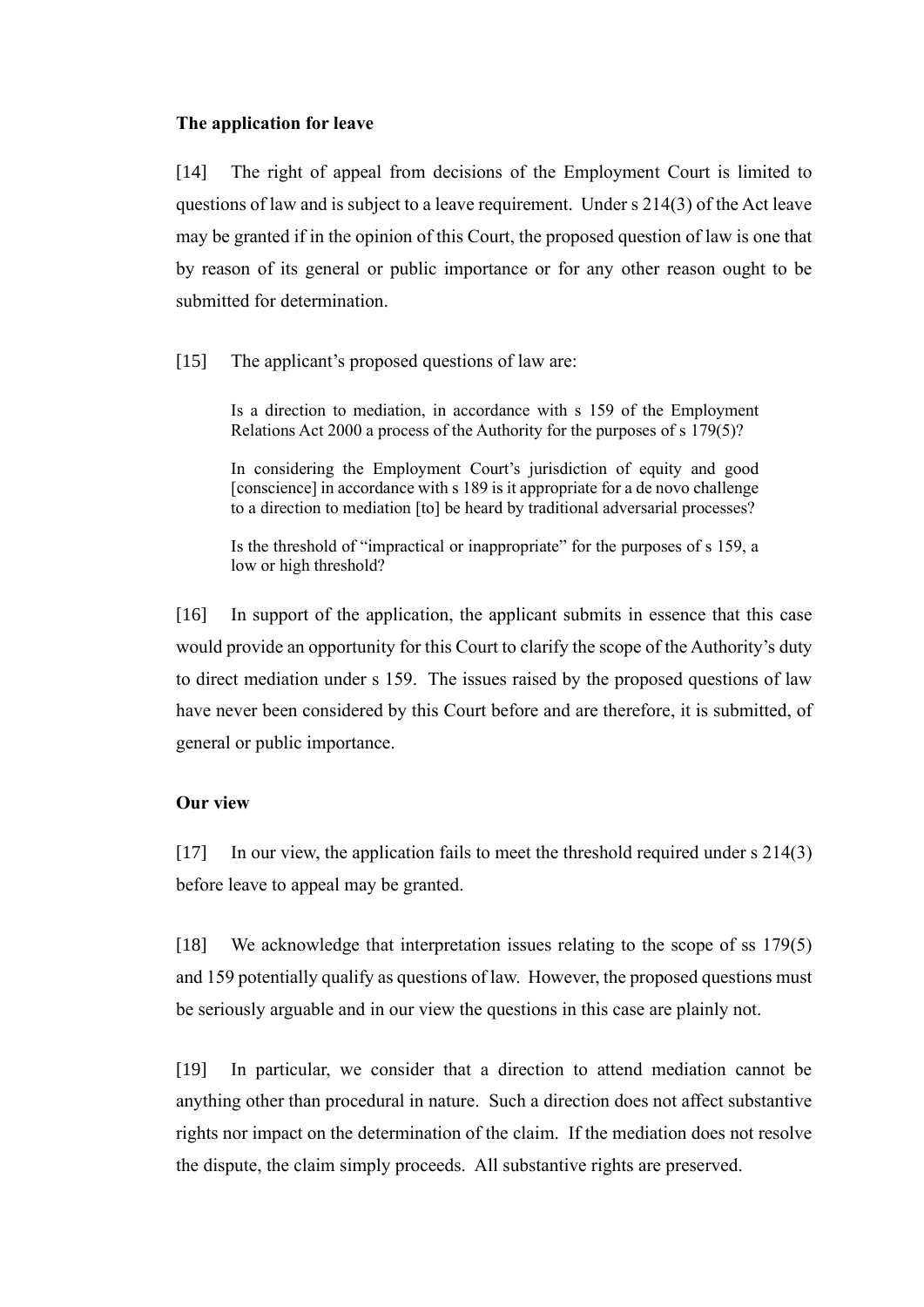**The application for leave**

[14] The right of appeal from decisions of the Employment Court is limited to questions of law and is subject to a leave requirement. Under s 214(3) of the Act leave may be granted if in the opinion of this Court, the proposed question of law is one that by reason of its general or public importance or for any other reason ought to be submitted for determination.

[15] The applicant's proposed questions of law are:

> Is a direction to mediation, in accordance with s 159 of the Employment Relations Act 2000 a process of the Authority for the purposes of s 179(5)?
>
> In considering the Employment Court's jurisdiction of equity and good [conscience] in accordance with s 189 is it appropriate for a de novo challenge to a direction to mediation [to] be heard by traditional adversarial processes?
>
> Is the threshold of "impractical or inappropriate" for the purposes of s 159, a low or high threshold?

[16] In support of the application, the applicant submits in essence that this case would provide an opportunity for this Court to clarify the scope of the Authority's duty to direct mediation under s 159. The issues raised by the proposed questions of law have never been considered by this Court before and are therefore, it is submitted, of general or public importance.

**Our view**

[17] In our view, the application fails to meet the threshold required under s 214(3) before leave to appeal may be granted.

[18] We acknowledge that interpretation issues relating to the scope of ss 179(5) and 159 potentially qualify as questions of law. However, the proposed questions must be seriously arguable and in our view the questions in this case are plainly not.

[19] In particular, we consider that a direction to attend mediation cannot be anything other than procedural in nature. Such a direction does not affect substantive rights nor impact on the determination of the claim. If the mediation does not resolve the dispute, the claim simply proceeds. All substantive rights are preserved.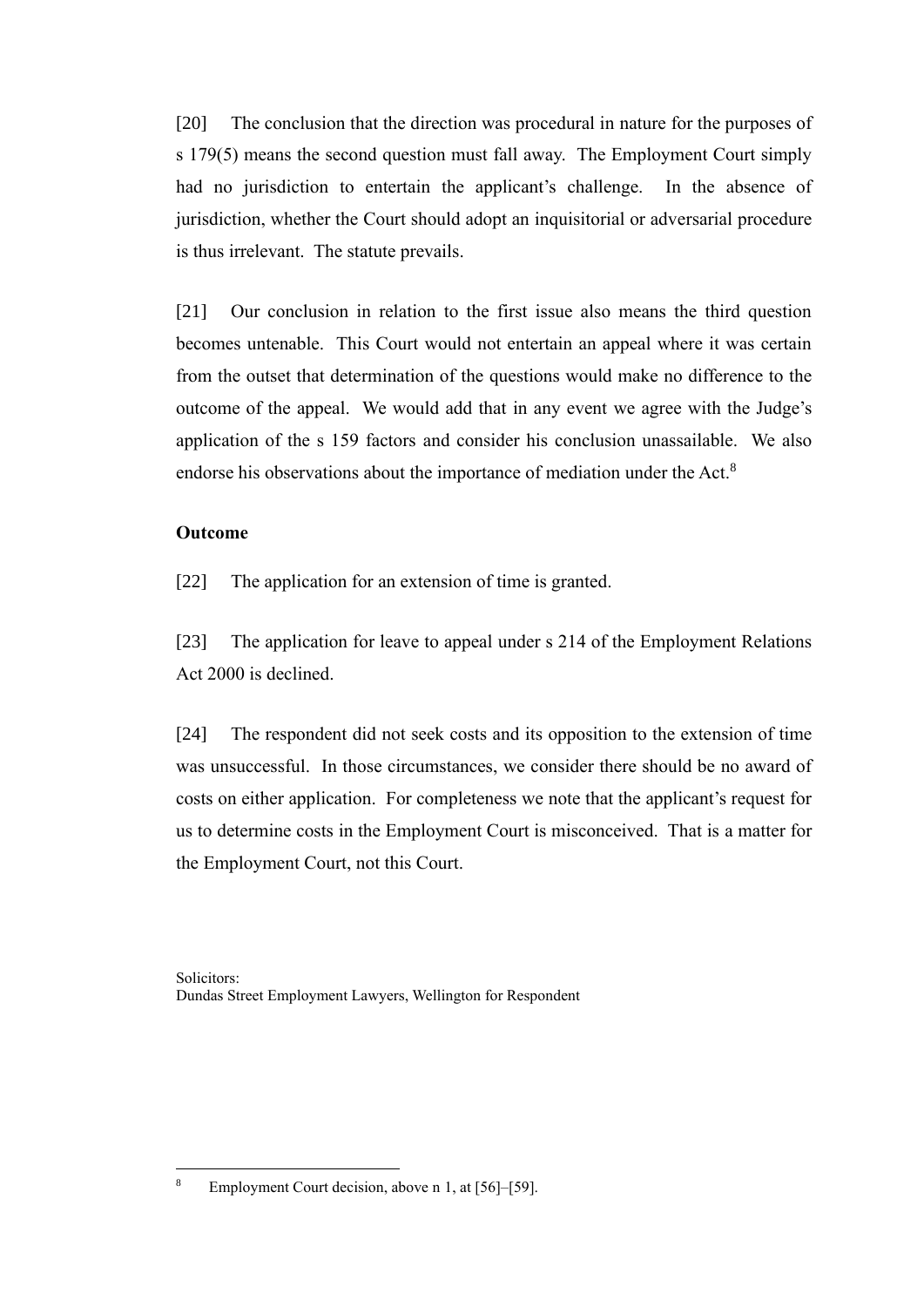[20] The conclusion that the direction was procedural in nature for the purposes of s 179(5) means the second question must fall away. The Employment Court simply had no jurisdiction to entertain the applicant's challenge. In the absence of jurisdiction, whether the Court should adopt an inquisitorial or adversarial procedure is thus irrelevant. The statute prevails.

[21] Our conclusion in relation to the first issue also means the third question becomes untenable. This Court would not entertain an appeal where it was certain from the outset that determination of the questions would make no difference to the outcome of the appeal. We would add that in any event we agree with the Judge's application of the s 159 factors and consider his conclusion unassailable. We also endorse his observations about the importance of mediation under the Act.[8]

**Outcome**

[22] The application for an extension of time is granted.

[23] The application for leave to appeal under s 214 of the Employment Relations Act 2000 is declined.

[24] The respondent did not seek costs and its opposition to the extension of time was unsuccessful. In those circumstances, we consider there should be no award of costs on either application. For completeness we note that the applicant's request for us to determine costs in the Employment Court is misconceived. That is a matter for the Employment Court, not this Court.

Solicitors:
Dundas Street Employment Lawyers, Wellington for Respondent

[8] Employment Court decision, above n 1, at [56]–[59].